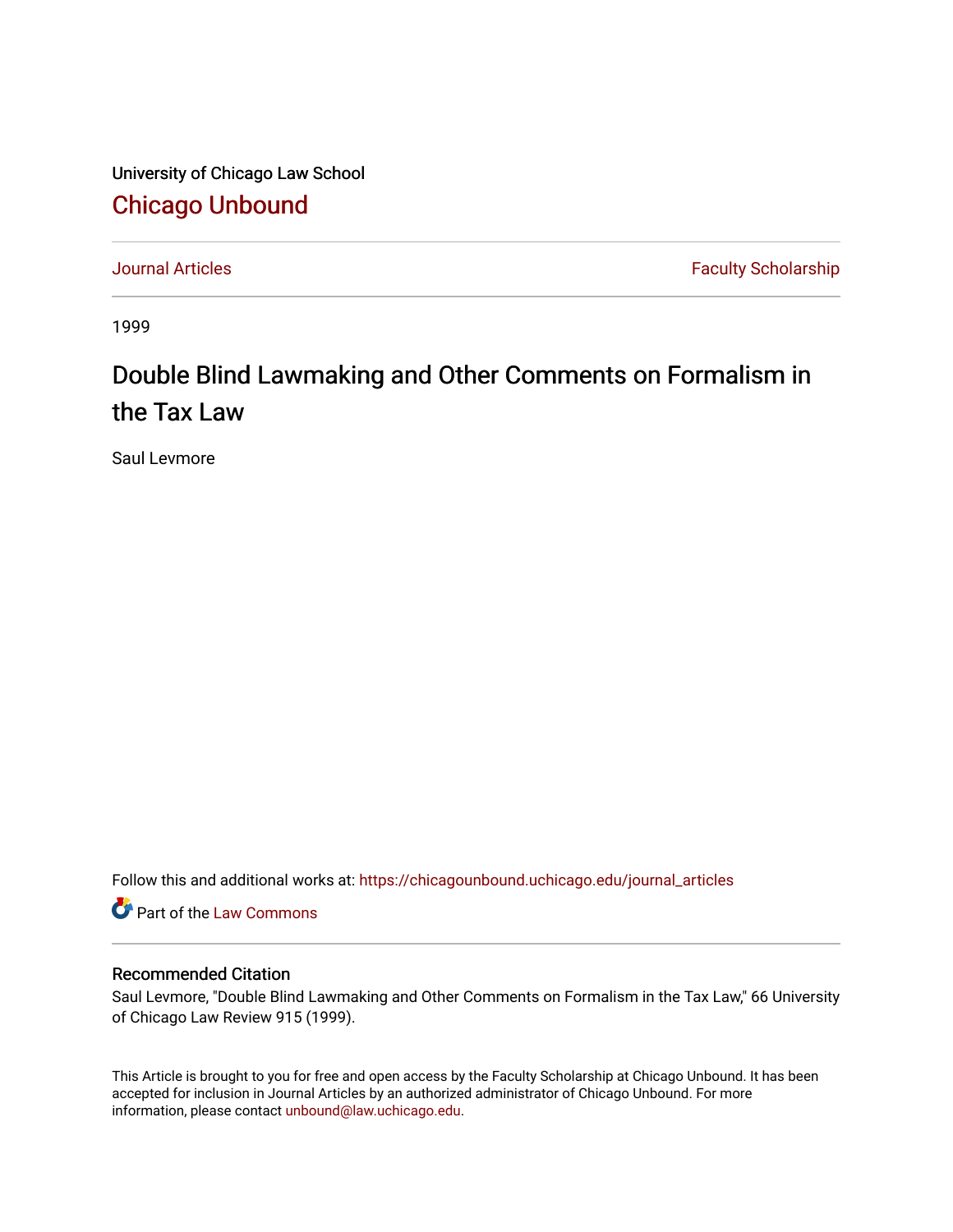University of Chicago Law School

# Chicago Unbound

Journal Articles | Faculty Scholarship

1999

# Double Blind Lawmaking and Other Comments on Formalism in the Tax Law

Saul Levmore

Follow this and additional works at: https://chicagounbound.uchicago.edu/journal_articles

Part of the Law Commons

## Recommended Citation

Saul Levmore, "Double Blind Lawmaking and Other Comments on Formalism in the Tax Law," 66 University of Chicago Law Review 915 (1999).

This Article is brought to you for free and open access by the Faculty Scholarship at Chicago Unbound. It has been accepted for inclusion in Journal Articles by an authorized administrator of Chicago Unbound. For more information, please contact unbound@law.uchicago.edu.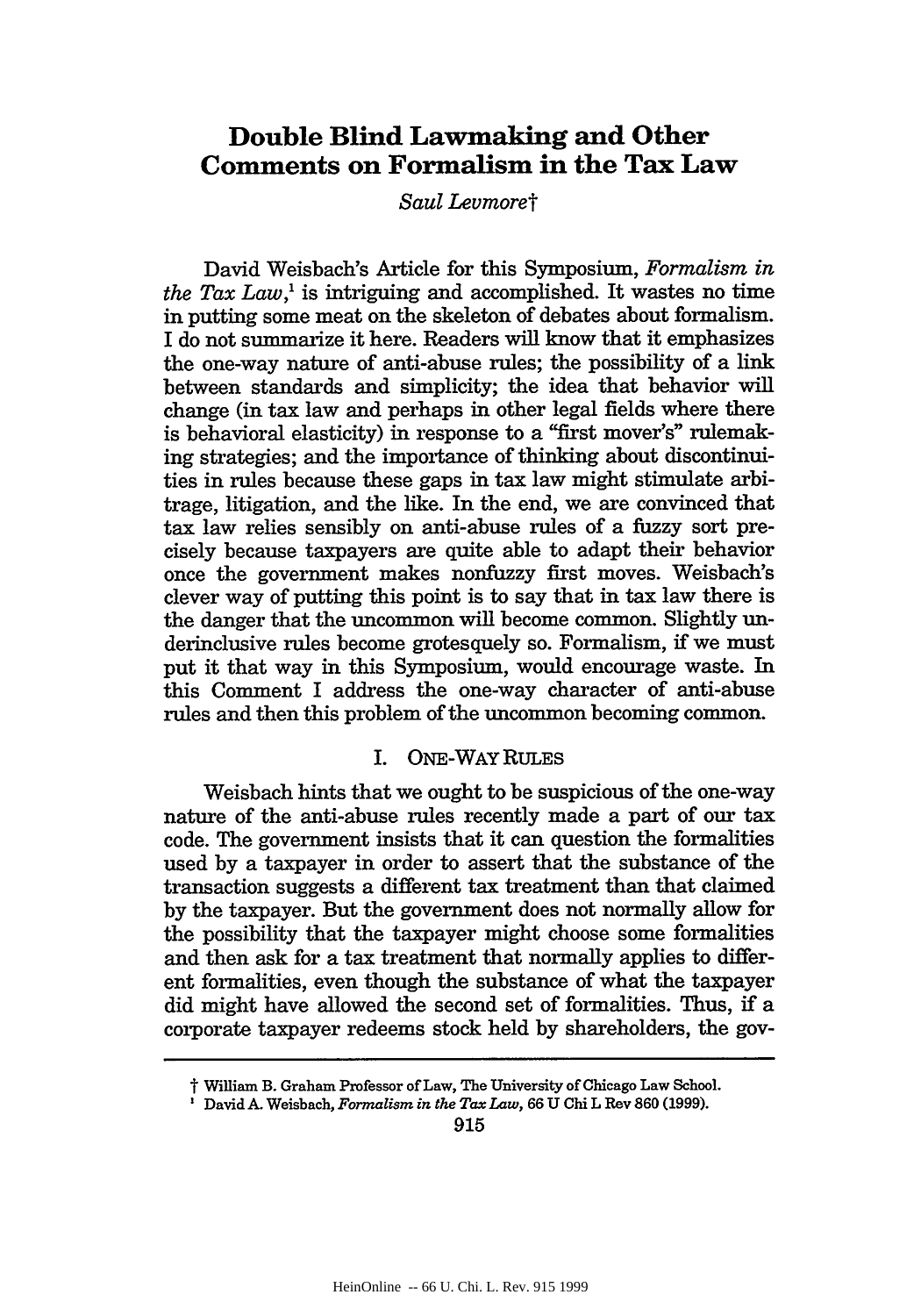# Double Blind Lawmaking and Other Comments on Formalism in the Tax Law

*Saul Levmore*†

David Weisbach's Article for this Symposium, *Formalism in the Tax Law*,[1] is intriguing and accomplished. It wastes no time in putting some meat on the skeleton of debates about formalism. I do not summarize it here. Readers will know that it emphasizes the one-way nature of anti-abuse rules; the possibility of a link between standards and simplicity; the idea that behavior will change (in tax law and perhaps in other legal fields where there is behavioral elasticity) in response to a "first mover's" rulemaking strategies; and the importance of thinking about discontinuities in rules because these gaps in tax law might stimulate arbitrage, litigation, and the like. In the end, we are convinced that tax law relies sensibly on anti-abuse rules of a fuzzy sort precisely because taxpayers are quite able to adapt their behavior once the government makes nonfuzzy first moves. Weisbach's clever way of putting this point is to say that in tax law there is the danger that the uncommon will become common. Slightly underinclusive rules become grotesquely so. Formalism, if we must put it that way in this Symposium, would encourage waste. In this Comment I address the one-way character of anti-abuse rules and then this problem of the uncommon becoming common.

## I. ONE-WAY RULES

Weisbach hints that we ought to be suspicious of the one-way nature of the anti-abuse rules recently made a part of our tax code. The government insists that it can question the formalities used by a taxpayer in order to assert that the substance of the transaction suggests a different tax treatment than that claimed by the taxpayer. But the government does not normally allow for the possibility that the taxpayer might choose some formalities and then ask for a tax treatment that normally applies to different formalities, even though the substance of what the taxpayer did might have allowed the second set of formalities. Thus, if a corporate taxpayer redeems stock held by shareholders, the gov-

---

† William B. Graham Professor of Law, The University of Chicago Law School.

[1] David A. Weisbach, *Formalism in the Tax Law*, 66 U Chi L Rev 860 (1999).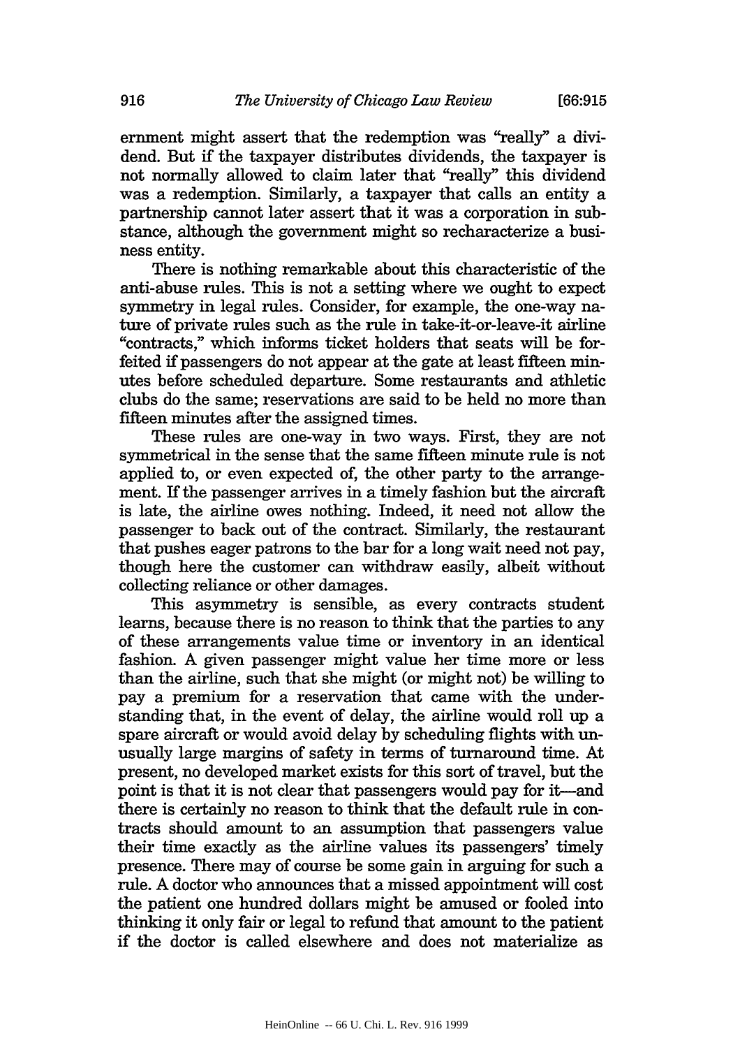ernment might assert that the redemption was "really" a dividend. But if the taxpayer distributes dividends, the taxpayer is not normally allowed to claim later that "really" this dividend was a redemption. Similarly, a taxpayer that calls an entity a partnership cannot later assert that it was a corporation in substance, although the government might so recharacterize a business entity.

There is nothing remarkable about this characteristic of the anti-abuse rules. This is not a setting where we ought to expect symmetry in legal rules. Consider, for example, the one-way nature of private rules such as the rule in take-it-or-leave-it airline "contracts," which informs ticket holders that seats will be forfeited if passengers do not appear at the gate at least fifteen minutes before scheduled departure. Some restaurants and athletic clubs do the same; reservations are said to be held no more than fifteen minutes after the assigned times.

These rules are one-way in two ways. First, they are not symmetrical in the sense that the same fifteen minute rule is not applied to, or even expected of, the other party to the arrangement. If the passenger arrives in a timely fashion but the aircraft is late, the airline owes nothing. Indeed, it need not allow the passenger to back out of the contract. Similarly, the restaurant that pushes eager patrons to the bar for a long wait need not pay, though here the customer can withdraw easily, albeit without collecting reliance or other damages.

This asymmetry is sensible, as every contracts student learns, because there is no reason to think that the parties to any of these arrangements value time or inventory in an identical fashion. A given passenger might value her time more or less than the airline, such that she might (or might not) be willing to pay a premium for a reservation that came with the understanding that, in the event of delay, the airline would roll up a spare aircraft or would avoid delay by scheduling flights with unusually large margins of safety in terms of turnaround time. At present, no developed market exists for this sort of travel, but the point is that it is not clear that passengers would pay for it—and there is certainly no reason to think that the default rule in contracts should amount to an assumption that passengers value their time exactly as the airline values its passengers' timely presence. There may of course be some gain in arguing for such a rule. A doctor who announces that a missed appointment will cost the patient one hundred dollars might be amused or fooled into thinking it only fair or legal to refund that amount to the patient if the doctor is called elsewhere and does not materialize as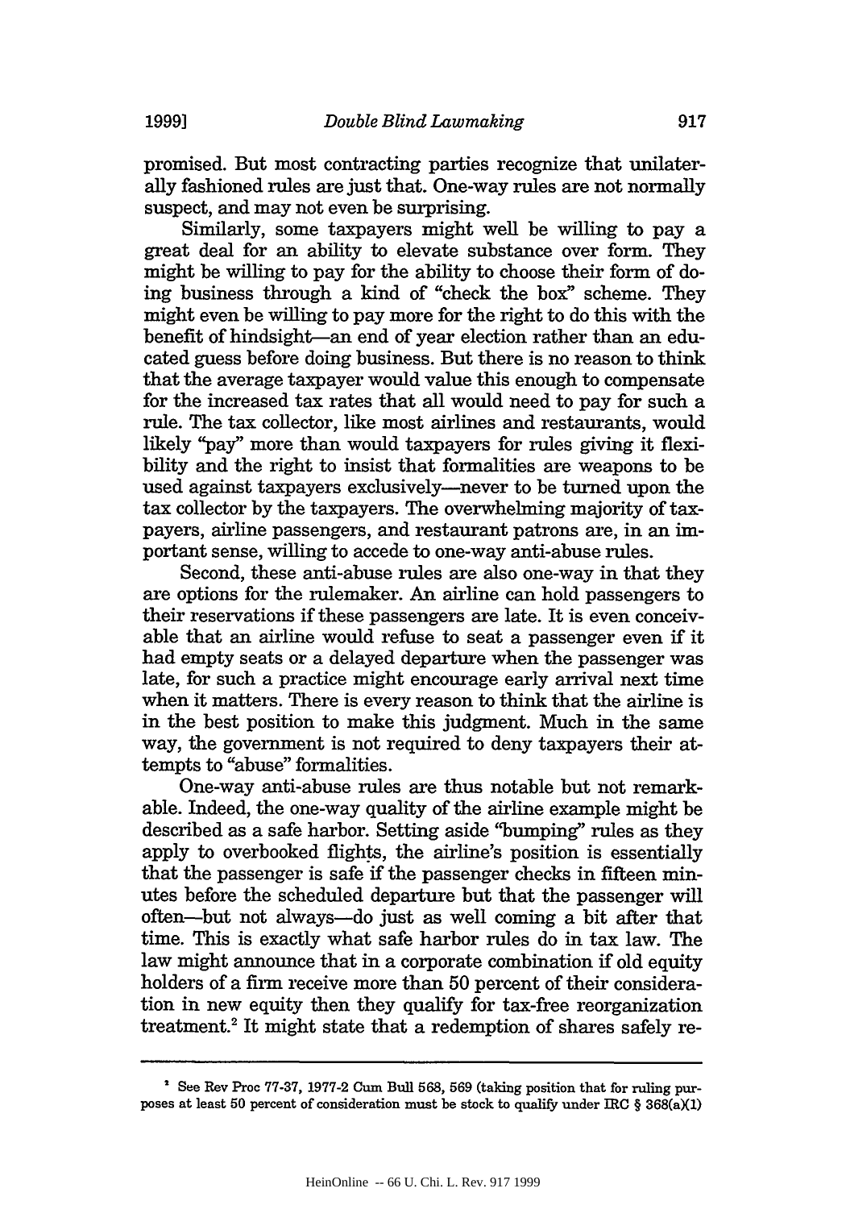promised. But most contracting parties recognize that unilaterally fashioned rules are just that. One-way rules are not normally suspect, and may not even be surprising.

Similarly, some taxpayers might well be willing to pay a great deal for an ability to elevate substance over form. They might be willing to pay for the ability to choose their form of doing business through a kind of "check the box" scheme. They might even be willing to pay more for the right to do this with the benefit of hindsight—an end of year election rather than an educated guess before doing business. But there is no reason to think that the average taxpayer would value this enough to compensate for the increased tax rates that all would need to pay for such a rule. The tax collector, like most airlines and restaurants, would likely "pay" more than would taxpayers for rules giving it flexibility and the right to insist that formalities are weapons to be used against taxpayers exclusively—never to be turned upon the tax collector by the taxpayers. The overwhelming majority of taxpayers, airline passengers, and restaurant patrons are, in an important sense, willing to accede to one-way anti-abuse rules.

Second, these anti-abuse rules are also one-way in that they are options for the rulemaker. An airline can hold passengers to their reservations if these passengers are late. It is even conceivable that an airline would refuse to seat a passenger even if it had empty seats or a delayed departure when the passenger was late, for such a practice might encourage early arrival next time when it matters. There is every reason to think that the airline is in the best position to make this judgment. Much in the same way, the government is not required to deny taxpayers their attempts to "abuse" formalities.

One-way anti-abuse rules are thus notable but not remarkable. Indeed, the one-way quality of the airline example might be described as a safe harbor. Setting aside "bumping" rules as they apply to overbooked flights, the airline's position is essentially that the passenger is safe if the passenger checks in fifteen minutes before the scheduled departure but that the passenger will often—but not always—do just as well coming a bit after that time. This is exactly what safe harbor rules do in tax law. The law might announce that in a corporate combination if old equity holders of a firm receive more than 50 percent of their consideration in new equity then they qualify for tax-free reorganization treatment.[2] It might state that a redemption of shares safely re-

---

[2] See Rev Proc 77-37, 1977-2 Cum Bull 568, 569 (taking position that for ruling purposes at least 50 percent of consideration must be stock to qualify under IRC § 368(a)(1)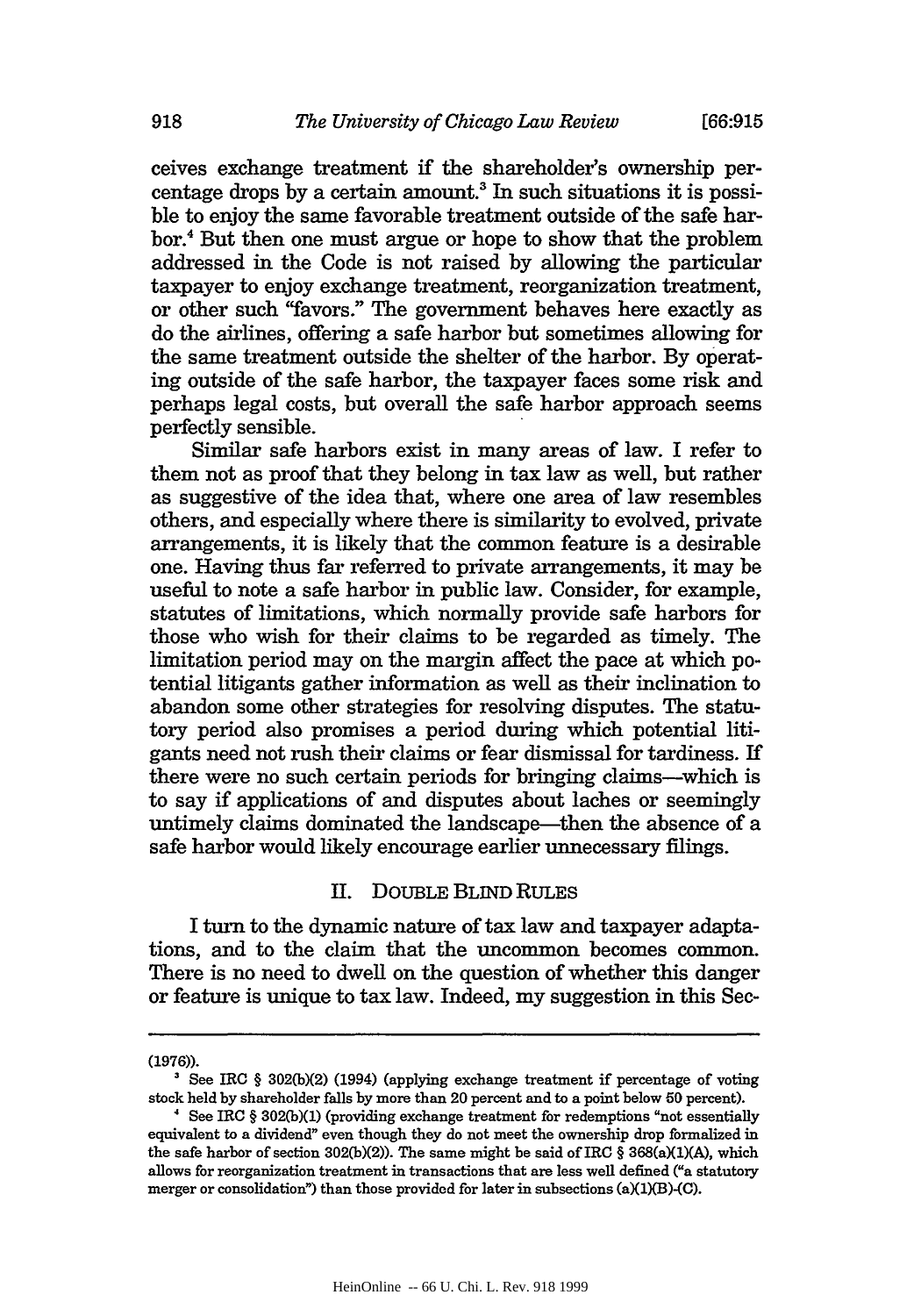ceives exchange treatment if the shareholder's ownership percentage drops by a certain amount.[3] In such situations it is possible to enjoy the same favorable treatment outside of the safe harbor.[4] But then one must argue or hope to show that the problem addressed in the Code is not raised by allowing the particular taxpayer to enjoy exchange treatment, reorganization treatment, or other such "favors." The government behaves here exactly as do the airlines, offering a safe harbor but sometimes allowing for the same treatment outside the shelter of the harbor. By operating outside of the safe harbor, the taxpayer faces some risk and perhaps legal costs, but overall the safe harbor approach seems perfectly sensible.

Similar safe harbors exist in many areas of law. I refer to them not as proof that they belong in tax law as well, but rather as suggestive of the idea that, where one area of law resembles others, and especially where there is similarity to evolved, private arrangements, it is likely that the common feature is a desirable one. Having thus far referred to private arrangements, it may be useful to note a safe harbor in public law. Consider, for example, statutes of limitations, which normally provide safe harbors for those who wish for their claims to be regarded as timely. The limitation period may on the margin affect the pace at which potential litigants gather information as well as their inclination to abandon some other strategies for resolving disputes. The statutory period also promises a period during which potential litigants need not rush their claims or fear dismissal for tardiness. If there were no such certain periods for bringing claims—which is to say if applications of and disputes about laches or seemingly untimely claims dominated the landscape—then the absence of a safe harbor would likely encourage earlier unnecessary filings.

## II. DOUBLE BLIND RULES

I turn to the dynamic nature of tax law and taxpayer adaptations, and to the claim that the uncommon becomes common. There is no need to dwell on the question of whether this danger or feature is unique to tax law. Indeed, my suggestion in this Sec-

---

(1976)).

[3] See IRC § 302(b)(2) (1994) (applying exchange treatment if percentage of voting stock held by shareholder falls by more than 20 percent and to a point below 50 percent).

[4] See IRC § 302(b)(1) (providing exchange treatment for redemptions "not essentially equivalent to a dividend" even though they do not meet the ownership drop formalized in the safe harbor of section 302(b)(2)). The same might be said of IRC § 368(a)(1)(A), which allows for reorganization treatment in transactions that are less well defined ("a statutory merger or consolidation") than those provided for later in subsections (a)(1)(B)-(C).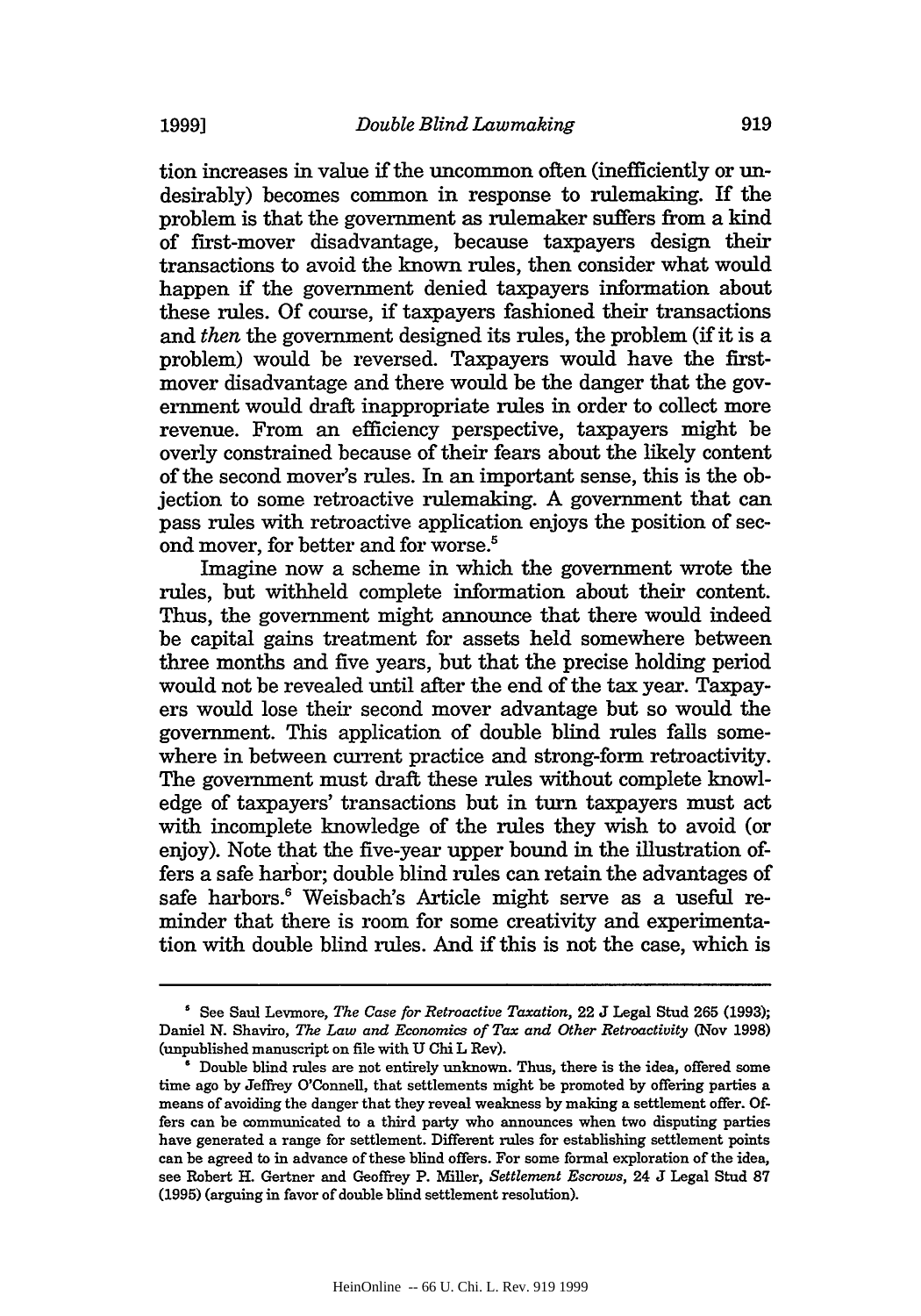tion increases in value if the uncommon often (inefficiently or undesirably) becomes common in response to rulemaking. If the problem is that the government as rulemaker suffers from a kind of first-mover disadvantage, because taxpayers design their transactions to avoid the known rules, then consider what would happen if the government denied taxpayers information about these rules. Of course, if taxpayers fashioned their transactions and *then* the government designed its rules, the problem (if it is a problem) would be reversed. Taxpayers would have the first-mover disadvantage and there would be the danger that the government would draft inappropriate rules in order to collect more revenue. From an efficiency perspective, taxpayers might be overly constrained because of their fears about the likely content of the second mover's rules. In an important sense, this is the objection to some retroactive rulemaking. A government that can pass rules with retroactive application enjoys the position of second mover, for better and for worse.[5]

Imagine now a scheme in which the government wrote the rules, but withheld complete information about their content. Thus, the government might announce that there would indeed be capital gains treatment for assets held somewhere between three months and five years, but that the precise holding period would not be revealed until after the end of the tax year. Taxpayers would lose their second mover advantage but so would the government. This application of double blind rules falls somewhere in between current practice and strong-form retroactivity. The government must draft these rules without complete knowledge of taxpayers' transactions but in turn taxpayers must act with incomplete knowledge of the rules they wish to avoid (or enjoy). Note that the five-year upper bound in the illustration offers a safe harbor; double blind rules can retain the advantages of safe harbors.[6] Weisbach's Article might serve as a useful reminder that there is room for some creativity and experimentation with double blind rules. And if this is not the case, which is

---

[5] See Saul Levmore, *The Case for Retroactive Taxation*, 22 J Legal Stud 265 (1993); Daniel N. Shaviro, *The Law and Economics of Tax and Other Retroactivity* (Nov 1998) (unpublished manuscript on file with U Chi L Rev).

[6] Double blind rules are not entirely unknown. Thus, there is the idea, offered some time ago by Jeffrey O'Connell, that settlements might be promoted by offering parties a means of avoiding the danger that they reveal weakness by making a settlement offer. Offers can be communicated to a third party who announces when two disputing parties have generated a range for settlement. Different rules for establishing settlement points can be agreed to in advance of these blind offers. For some formal exploration of the idea, see Robert H. Gertner and Geoffrey P. Miller, *Settlement Escrows*, 24 J Legal Stud 87 (1995) (arguing in favor of double blind settlement resolution).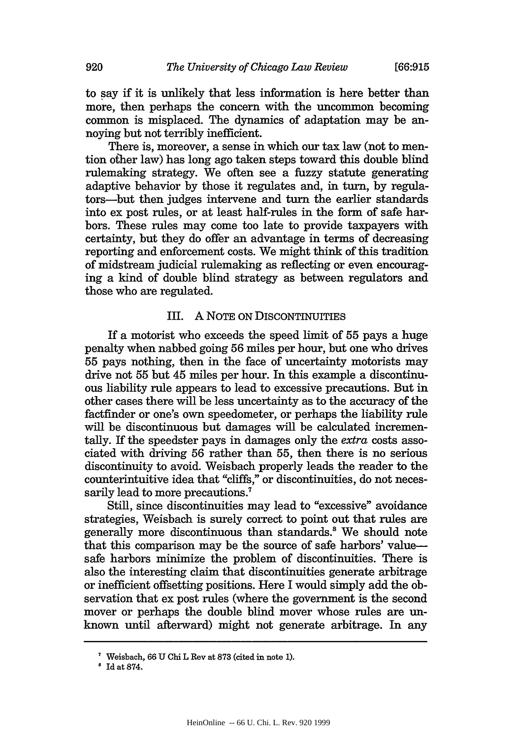to say if it is unlikely that less information is here better than more, then perhaps the concern with the uncommon becoming common is misplaced. The dynamics of adaptation may be annoying but not terribly inefficient.

There is, moreover, a sense in which our tax law (not to mention other law) has long ago taken steps toward this double blind rulemaking strategy. We often see a fuzzy statute generating adaptive behavior by those it regulates and, in turn, by regulators—but then judges intervene and turn the earlier standards into ex post rules, or at least half-rules in the form of safe harbors. These rules may come too late to provide taxpayers with certainty, but they do offer an advantage in terms of decreasing reporting and enforcement costs. We might think of this tradition of midstream judicial rulemaking as reflecting or even encouraging a kind of double blind strategy as between regulators and those who are regulated.

## III. A Note on Discontinuities

If a motorist who exceeds the speed limit of 55 pays a huge penalty when nabbed going 56 miles per hour, but one who drives 55 pays nothing, then in the face of uncertainty motorists may drive not 55 but 45 miles per hour. In this example a discontinuous liability rule appears to lead to excessive precautions. But in other cases there will be less uncertainty as to the accuracy of the factfinder or one's own speedometer, or perhaps the liability rule will be discontinuous but damages will be calculated incrementally. If the speedster pays in damages only the *extra* costs associated with driving 56 rather than 55, then there is no serious discontinuity to avoid. Weisbach properly leads the reader to the counterintuitive idea that "cliffs," or discontinuities, do not necessarily lead to more precautions.[7]

Still, since discontinuities may lead to "excessive" avoidance strategies, Weisbach is surely correct to point out that rules are generally more discontinuous than standards.[8] We should note that this comparison may be the source of safe harbors' value—safe harbors minimize the problem of discontinuities. There is also the interesting claim that discontinuities generate arbitrage or inefficient offsetting positions. Here I would simply add the observation that ex post rules (where the government is the second mover or perhaps the double blind mover whose rules are unknown until afterward) might not generate arbitrage. In any

---

[7] Weisbach, 66 U Chi L Rev at 873 (cited in note 1).

[8] Id at 874.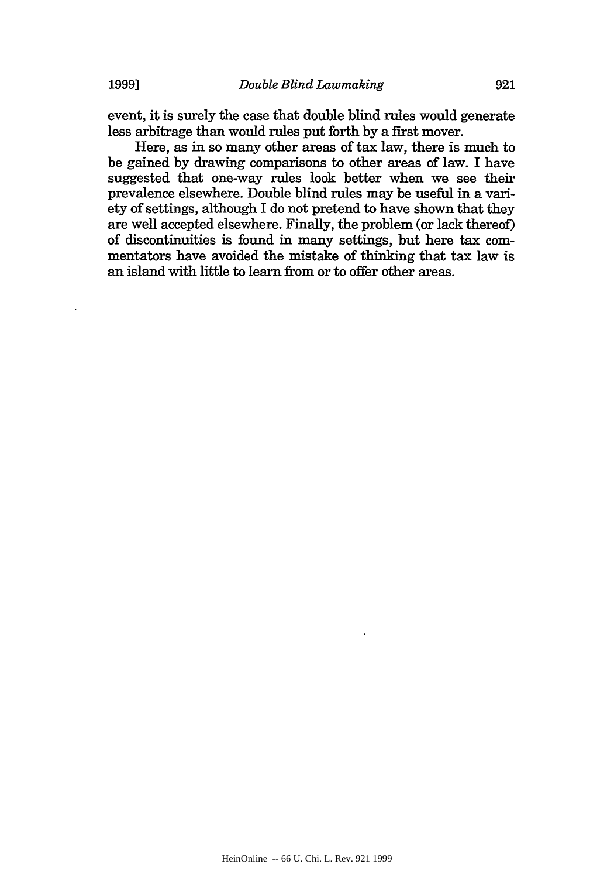event, it is surely the case that double blind rules would generate less arbitrage than would rules put forth by a first mover.

Here, as in so many other areas of tax law, there is much to be gained by drawing comparisons to other areas of law. I have suggested that one-way rules look better when we see their prevalence elsewhere. Double blind rules may be useful in a variety of settings, although I do not pretend to have shown that they are well accepted elsewhere. Finally, the problem (or lack thereof) of discontinuities is found in many settings, but here tax commentators have avoided the mistake of thinking that tax law is an island with little to learn from or to offer other areas.